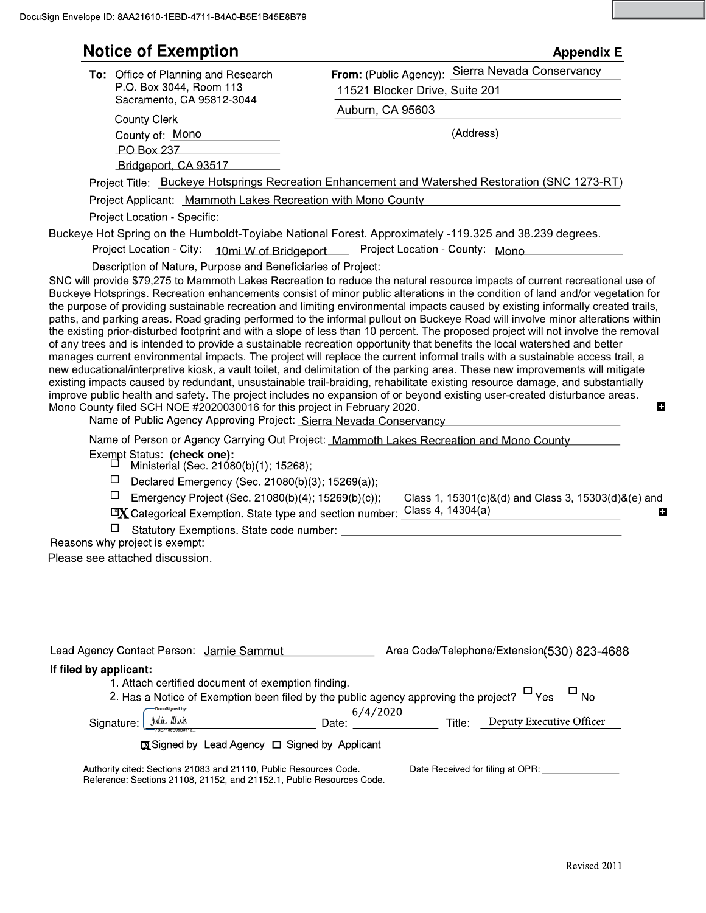DocuSign Envelope ID: 8AA21610-1EBD-4711-B4A0-B5E1B45E8B79

# Notice of Exemption

**Appendix E**

**To:** Office of Planning and Research
P.O. Box 3044, Room 113
Sacramento, CA 95812-3044

County Clerk
County of: Mono
PO Box 237
Bridgeport, CA 93517

**From:** (Public Agency): Sierra Nevada Conservancy
11521 Blocker Drive, Suite 201
Auburn, CA 95603
(Address)

Project Title: Buckeye Hotsprings Recreation Enhancement and Watershed Restoration (SNC 1273-RT)

Project Applicant: Mammoth Lakes Recreation with Mono County

Project Location - Specific:

Buckeye Hot Spring on the Humboldt-Toyiabe National Forest. Approximately -119.325 and 38.239 degrees.

Project Location - City: 10mi W of Bridgeport    Project Location - County: Mono

Description of Nature, Purpose and Beneficiaries of Project:

SNC will provide $79,275 to Mammoth Lakes Recreation to reduce the natural resource impacts of current recreational use of Buckeye Hotsprings. Recreation enhancements consist of minor public alterations in the condition of land and/or vegetation for the purpose of providing sustainable recreation and limiting environmental impacts caused by existing informally created trails, paths, and parking areas. Road grading performed to the informal pullout on Buckeye Road will involve minor alterations within the existing prior-disturbed footprint and with a slope of less than 10 percent. The proposed project will not involve the removal of any trees and is intended to provide a sustainable recreation opportunity that benefits the local watershed and better manages current environmental impacts. The project will replace the current informal trails with a sustainable access trail, a new educational/interpretive kiosk, a vault toilet, and delimitation of the parking area. These new improvements will mitigate existing impacts caused by redundant, unsustainable trail-braiding, rehabilitate existing resource damage, and substantially improve public health and safety. The project includes no expansion of or beyond existing user-created disturbance areas. Mono County filed SCH NOE #2020030016 for this project in February 2020.

Name of Public Agency Approving Project: Sierra Nevada Conservancy

Name of Person or Agency Carrying Out Project: Mammoth Lakes Recreation and Mono County

Exempt Status: **(check one):**

- ☐ Ministerial (Sec. 21080(b)(1); 15268);
- ☐ Declared Emergency (Sec. 21080(b)(3); 15269(a));
- ☐ Emergency Project (Sec. 21080(b)(4); 15269(b)(c));
- ☒ Categorical Exemption. State type and section number: Class 1, 15301(c)&(d) and Class 3, 15303(d)&(e) and Class 4, 14304(a)
- ☐ Statutory Exemptions. State code number:

Reasons why project is exempt:

Please see attached discussion.

Lead Agency Contact Person: Jamie Sammut    Area Code/Telephone/Extension: (530) 823-4688

**If filed by applicant:**

1. Attach certified document of exemption finding.
2. Has a Notice of Exemption been filed by the public agency approving the project? ☐ Yes ☐ No

Signature: Julie Alvis    Date: 6/4/2020    Title: Deputy Executive Officer

☒ Signed by Lead Agency ☐ Signed by Applicant

Authority cited: Sections 21083 and 21110, Public Resources Code.
Reference: Sections 21108, 21152, and 21152.1, Public Resources Code.

Date Received for filing at OPR:

Revised 2011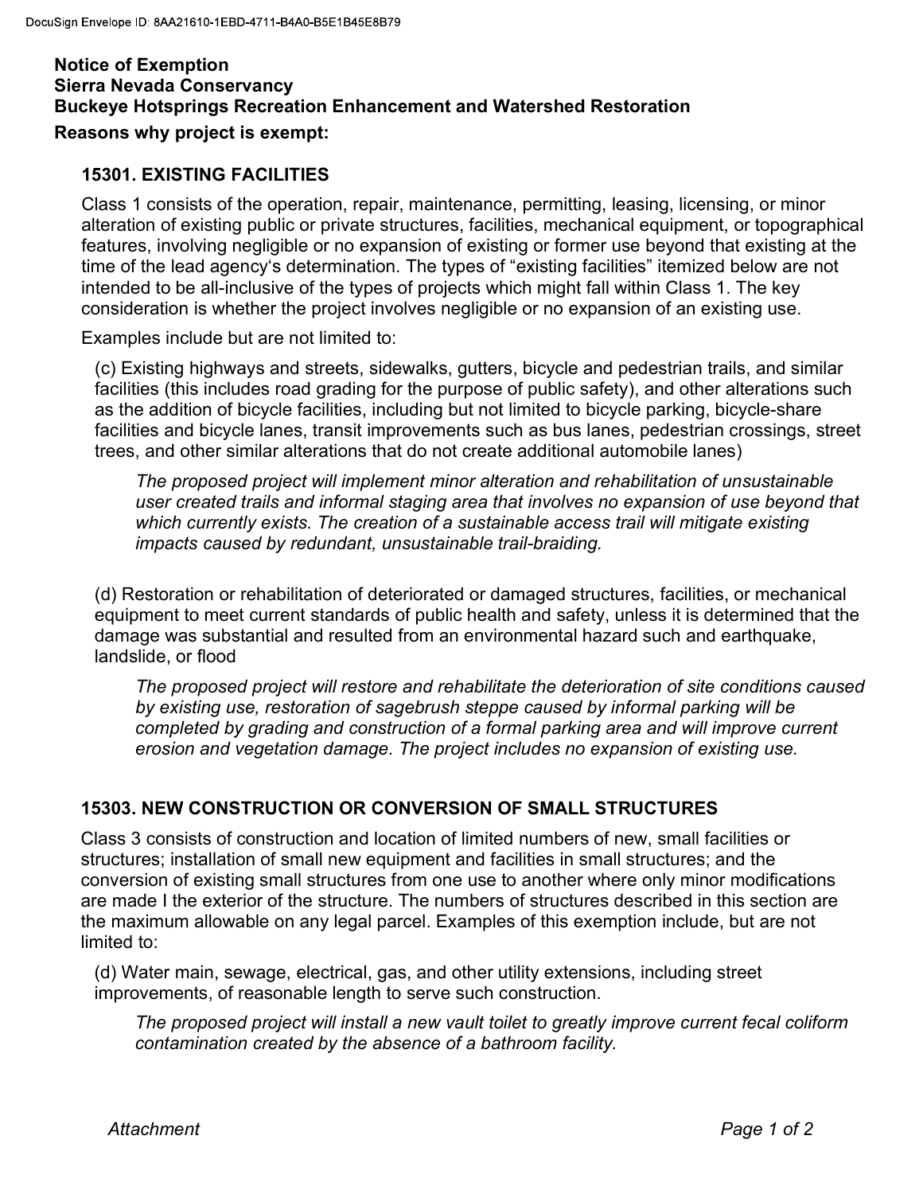**Notice of Exemption**
**Sierra Nevada Conservancy**
**Buckeye Hotsprings Recreation Enhancement and Watershed Restoration**
**Reasons why project is exempt:**

### 15301. EXISTING FACILITIES

Class 1 consists of the operation, repair, maintenance, permitting, leasing, licensing, or minor alteration of existing public or private structures, facilities, mechanical equipment, or topographical features, involving negligible or no expansion of existing or former use beyond that existing at the time of the lead agency's determination. The types of "existing facilities" itemized below are not intended to be all-inclusive of the types of projects which might fall within Class 1. The key consideration is whether the project involves negligible or no expansion of an existing use.

Examples include but are not limited to:

(c) Existing highways and streets, sidewalks, gutters, bicycle and pedestrian trails, and similar facilities (this includes road grading for the purpose of public safety), and other alterations such as the addition of bicycle facilities, including but not limited to bicycle parking, bicycle-share facilities and bicycle lanes, transit improvements such as bus lanes, pedestrian crossings, street trees, and other similar alterations that do not create additional automobile lanes)

*The proposed project will implement minor alteration and rehabilitation of unsustainable user created trails and informal staging area that involves no expansion of use beyond that which currently exists. The creation of a sustainable access trail will mitigate existing impacts caused by redundant, unsustainable trail-braiding.*

(d) Restoration or rehabilitation of deteriorated or damaged structures, facilities, or mechanical equipment to meet current standards of public health and safety, unless it is determined that the damage was substantial and resulted from an environmental hazard such and earthquake, landslide, or flood

*The proposed project will restore and rehabilitate the deterioration of site conditions caused by existing use, restoration of sagebrush steppe caused by informal parking will be completed by grading and construction of a formal parking area and will improve current erosion and vegetation damage. The project includes no expansion of existing use.*

### 15303. NEW CONSTRUCTION OR CONVERSION OF SMALL STRUCTURES

Class 3 consists of construction and location of limited numbers of new, small facilities or structures; installation of small new equipment and facilities in small structures; and the conversion of existing small structures from one use to another where only minor modifications are made I the exterior of the structure. The numbers of structures described in this section are the maximum allowable on any legal parcel. Examples of this exemption include, but are not limited to:

(d) Water main, sewage, electrical, gas, and other utility extensions, including street improvements, of reasonable length to serve such construction.

*The proposed project will install a new vault toilet to greatly improve current fecal coliform contamination created by the absence of a bathroom facility.*

*Attachment*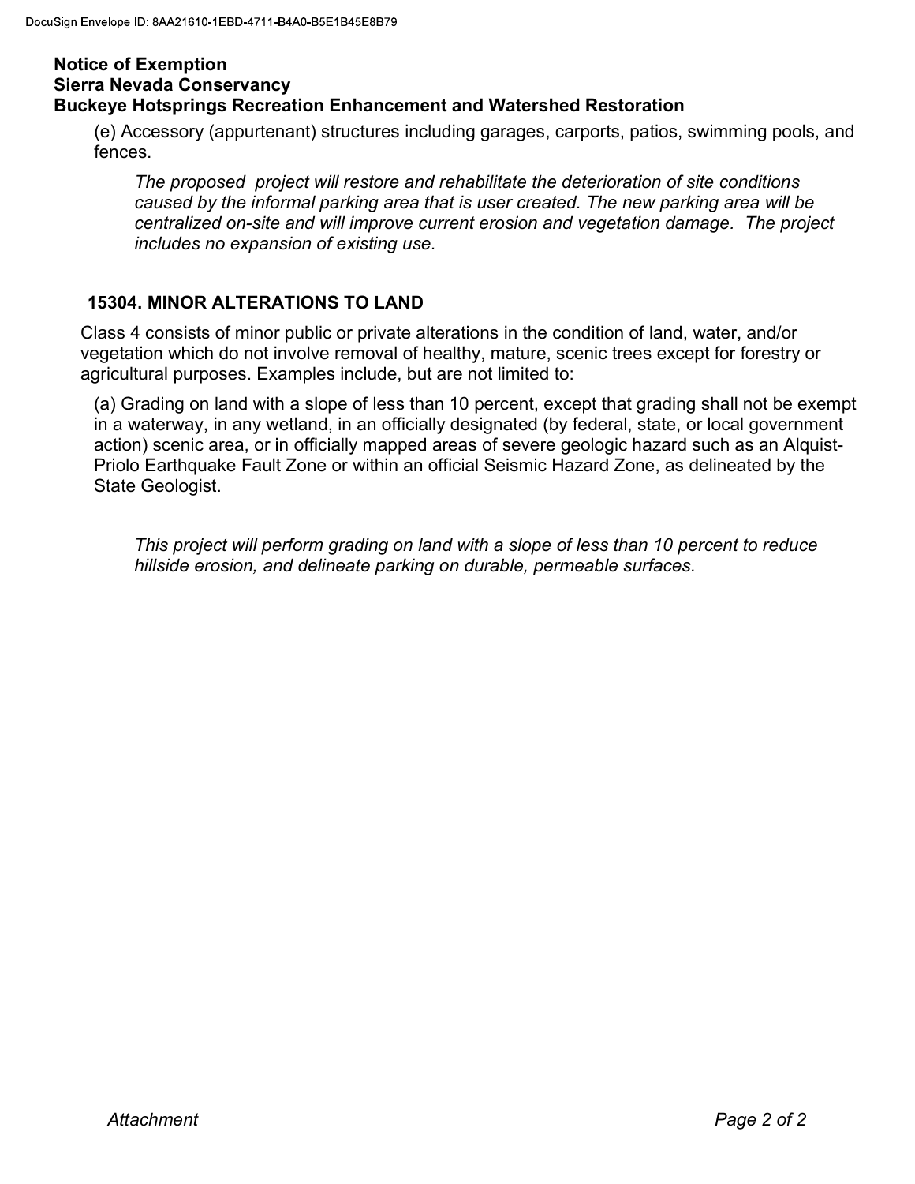**Notice of Exemption**
**Sierra Nevada Conservancy**
**Buckeye Hotsprings Recreation Enhancement and Watershed Restoration**

(e) Accessory (appurtenant) structures including garages, carports, patios, swimming pools, and fences.

*The proposed project will restore and rehabilitate the deterioration of site conditions caused by the informal parking area that is user created. The new parking area will be centralized on-site and will improve current erosion and vegetation damage. The project includes no expansion of existing use.*

### 15304. MINOR ALTERATIONS TO LAND

Class 4 consists of minor public or private alterations in the condition of land, water, and/or vegetation which do not involve removal of healthy, mature, scenic trees except for forestry or agricultural purposes. Examples include, but are not limited to:

(a) Grading on land with a slope of less than 10 percent, except that grading shall not be exempt in a waterway, in any wetland, in an officially designated (by federal, state, or local government action) scenic area, or in officially mapped areas of severe geologic hazard such as an Alquist-Priolo Earthquake Fault Zone or within an official Seismic Hazard Zone, as delineated by the State Geologist.

*This project will perform grading on land with a slope of less than 10 percent to reduce hillside erosion, and delineate parking on durable, permeable surfaces.*

*Attachment*